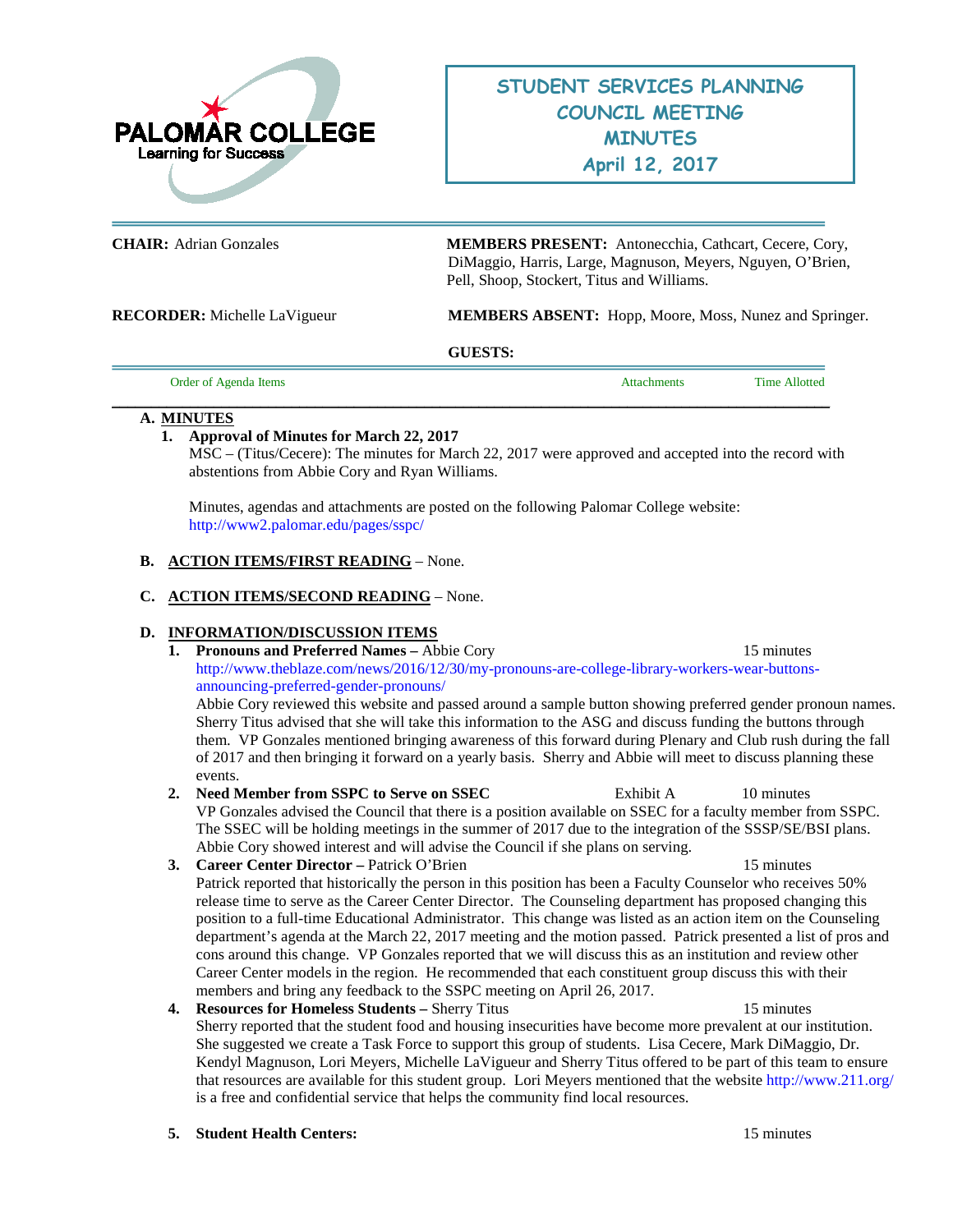PALOMAR COLLEGE
Learning for Success

# STUDENT SERVICES PLANNING COUNCIL MEETING MINUTES
## April 12, 2017

**CHAIR:** Adrian Gonzales

**MEMBERS PRESENT:** Antonecchia, Cathcart, Cecere, Cory, DiMaggio, Harris, Large, Magnuson, Meyers, Nguyen, O'Brien, Pell, Shoop, Stockert, Titus and Williams.

**RECORDER:** Michelle LaVigueur

**MEMBERS ABSENT:** Hopp, Moore, Moss, Nunez and Springer.

**GUESTS:**

| Order of Agenda Items | Attachments | Time Allotted |
|---|---|---|

**A. MINUTES**

1. **Approval of Minutes for March 22, 2017**
   MSC – (Titus/Cecere): The minutes for March 22, 2017 were approved and accepted into the record with abstentions from Abbie Cory and Ryan Williams.

   Minutes, agendas and attachments are posted on the following Palomar College website: http://www2.palomar.edu/pages/sspc/

**B. ACTION ITEMS/FIRST READING** – None.

**C. ACTION ITEMS/SECOND READING** – None.

**D. INFORMATION/DISCUSSION ITEMS**

1. **Pronouns and Preferred Names –** Abbie Cory — 15 minutes
   http://www.theblaze.com/news/2016/12/30/my-pronouns-are-college-library-workers-wear-buttons-announcing-preferred-gender-pronouns/
   Abbie Cory reviewed this website and passed around a sample button showing preferred gender pronoun names. Sherry Titus advised that she will take this information to the ASG and discuss funding the buttons through them. VP Gonzales mentioned bringing awareness of this forward during Plenary and Club rush during the fall of 2017 and then bringing it forward on a yearly basis. Sherry and Abbie will meet to discuss planning these events.

2. **Need Member from SSPC to Serve on SSEC** — Exhibit A — 10 minutes
   VP Gonzales advised the Council that there is a position available on SSEC for a faculty member from SSPC. The SSEC will be holding meetings in the summer of 2017 due to the integration of the SSSP/SE/BSI plans. Abbie Cory showed interest and will advise the Council if she plans on serving.

3. **Career Center Director –** Patrick O'Brien — 15 minutes
   Patrick reported that historically the person in this position has been a Faculty Counselor who receives 50% release time to serve as the Career Center Director. The Counseling department has proposed changing this position to a full-time Educational Administrator. This change was listed as an action item on the Counseling department's agenda at the March 22, 2017 meeting and the motion passed. Patrick presented a list of pros and cons around this change. VP Gonzales reported that we will discuss this as an institution and review other Career Center models in the region. He recommended that each constituent group discuss this with their members and bring any feedback to the SSPC meeting on April 26, 2017.

4. **Resources for Homeless Students –** Sherry Titus — 15 minutes
   Sherry reported that the student food and housing insecurities have become more prevalent at our institution. She suggested we create a Task Force to support this group of students. Lisa Cecere, Mark DiMaggio, Dr. Kendyl Magnuson, Lori Meyers, Michelle LaVigueur and Sherry Titus offered to be part of this team to ensure that resources are available for this student group. Lori Meyers mentioned that the website http://www.211.org/ is a free and confidential service that helps the community find local resources.

5. **Student Health Centers:** — 15 minutes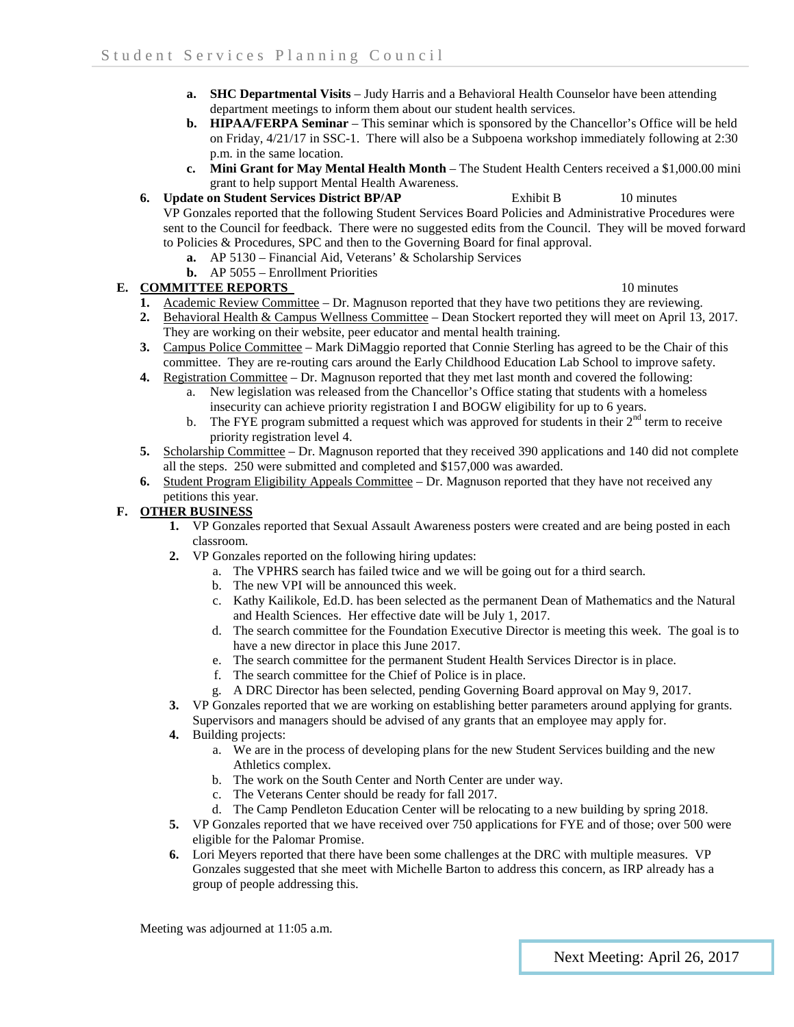a. **SHC Departmental Visits** – Judy Harris and a Behavioral Health Counselor have been attending department meetings to inform them about our student health services.
   b. **HIPAA/FERPA Seminar** – This seminar which is sponsored by the Chancellor's Office will be held on Friday, 4/21/17 in SSC-1. There will also be a Subpoena workshop immediately following at 2:30 p.m. in the same location.
   c. **Mini Grant for May Mental Health Month** – The Student Health Centers received a $1,000.00 mini grant to help support Mental Health Awareness.

6. **Update on Student Services District BP/AP** Exhibit B 10 minutes
   VP Gonzales reported that the following Student Services Board Policies and Administrative Procedures were sent to the Council for feedback. There were no suggested edits from the Council. They will be moved forward to Policies & Procedures, SPC and then to the Governing Board for final approval.
   a. AP 5130 – Financial Aid, Veterans' & Scholarship Services
   b. AP 5055 – Enrollment Priorities

## E. COMMITTEE REPORTS 10 minutes

1. Academic Review Committee – Dr. Magnuson reported that they have two petitions they are reviewing.
2. Behavioral Health & Campus Wellness Committee – Dean Stockert reported they will meet on April 13, 2017. They are working on their website, peer educator and mental health training.
3. Campus Police Committee – Mark DiMaggio reported that Connie Sterling has agreed to be the Chair of this committee. They are re-routing cars around the Early Childhood Education Lab School to improve safety.
4. Registration Committee – Dr. Magnuson reported that they met last month and covered the following:
   a. New legislation was released from the Chancellor's Office stating that students with a homeless insecurity can achieve priority registration I and BOGW eligibility for up to 6 years.
   b. The FYE program submitted a request which was approved for students in their 2nd term to receive priority registration level 4.
5. Scholarship Committee – Dr. Magnuson reported that they received 390 applications and 140 did not complete all the steps. 250 were submitted and completed and $157,000 was awarded.
6. Student Program Eligibility Appeals Committee – Dr. Magnuson reported that they have not received any petitions this year.

## F. OTHER BUSINESS

1. VP Gonzales reported that Sexual Assault Awareness posters were created and are being posted in each classroom.
2. VP Gonzales reported on the following hiring updates:
   a. The VPHRS search has failed twice and we will be going out for a third search.
   b. The new VPI will be announced this week.
   c. Kathy Kailikole, Ed.D. has been selected as the permanent Dean of Mathematics and the Natural and Health Sciences. Her effective date will be July 1, 2017.
   d. The search committee for the Foundation Executive Director is meeting this week. The goal is to have a new director in place this June 2017.
   e. The search committee for the permanent Student Health Services Director is in place.
   f. The search committee for the Chief of Police is in place.
   g. A DRC Director has been selected, pending Governing Board approval on May 9, 2017.
3. VP Gonzales reported that we are working on establishing better parameters around applying for grants. Supervisors and managers should be advised of any grants that an employee may apply for.
4. Building projects:
   a. We are in the process of developing plans for the new Student Services building and the new Athletics complex.
   b. The work on the South Center and North Center are under way.
   c. The Veterans Center should be ready for fall 2017.
   d. The Camp Pendleton Education Center will be relocating to a new building by spring 2018.
5. VP Gonzales reported that we have received over 750 applications for FYE and of those; over 500 were eligible for the Palomar Promise.
6. Lori Meyers reported that there have been some challenges at the DRC with multiple measures. VP Gonzales suggested that she meet with Michelle Barton to address this concern, as IRP already has a group of people addressing this.

Meeting was adjourned at 11:05 a.m.

Next Meeting: April 26, 2017